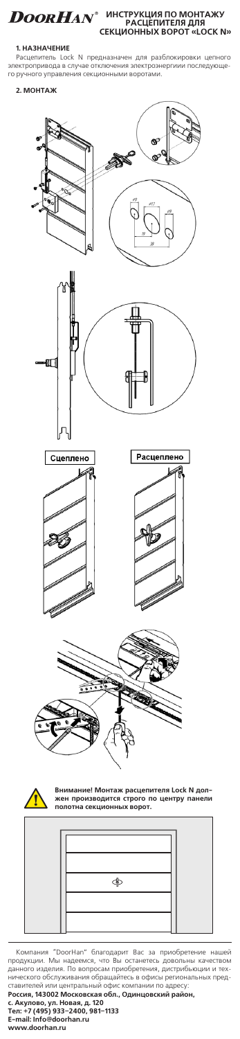# DoorHan® ИНСТРУКЦИЯ ПО МОНТАЖУ РАСЦЕПИТЕЛЯ ДЛЯ СЕКЦИОННЫХ ВОРОТ «LOCK N»

## 1. НАЗНАЧЕНИЕ

Расцепитель Lock N предназначен для разблокировки цепного электропривода в случае отключения электроэнергии последующего ручного управления секционными воротами.

## 2. МОНТАЖ

Сцеплено

Расцеплено

**Внимание! Монтаж расцепителя Lock N должен производится строго по центру панели полотна секционных ворот.**

Компания "DoorHan" благодарит Вас за приобретение нашей продукции. Мы надеемся, что Вы останетесь довольны качеством данного изделия. По вопросам приобретения, дистрибьюции и технического обслуживания обращайтесь в офисы региональных представителей или центральный офис компании по адресу:

**Россия, 143002 Московская обл., Одинцовский район,**
**с. Акулово, ул. Новая, д. 120**
**Тел: +7 (495) 933-2400, 981-1133**
**E-mail: Info@doorhan.ru**
**www.doorhan.ru**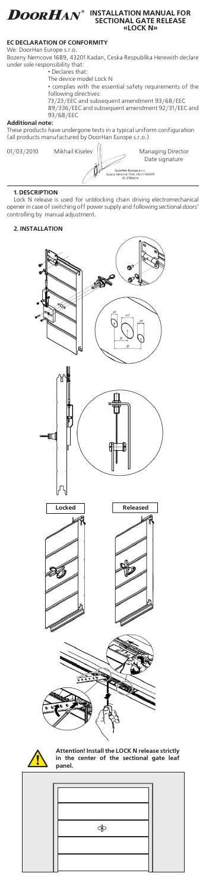# DoorHan® INSTALLATION MANUAL FOR SECTIONAL GATE RELEASE «LOCK N»

## EC DECLARATION OF CONFORMITY

We: DoorHan Europe s.r.o.

Bozeny Nemcove 1689, 43201 Kadan, Ceska Respublika Herewith declare under sole responsibility that:

- Declares that:

The device model Lock N

- complies with the essential safety requirements of the following directives:

73/23/EEC and subsequent amendment 93/68/EEC

89/336/EEC and subsequent amendment 92/31/EEC and 93/68/EEC

### Additional note:

These products have undergone tests in a typical uniform configuration (all products manufactured by DoorHan Europe s.r.o.)

01/03/2010 Mikhail Kiselev Managing Director

Date signature

DoorHan Europe s.r.o.
Bozeny Nemcove 1689, 432 01 KADAŇ
IČ: 27306816

### 1. DESCRIPTION

Lock N release is used for unblocking chain driving electromechanical opener in case of switching off power supply and following sectional doors' controlling by manual adjustment.

### 2. INSTALLATION

Ø17

Ø9

Ø9

19

38

**Locked**

**Released**

**Attention! Install the LOCK N release strictly in the center of the sectional gate leaf panel.**